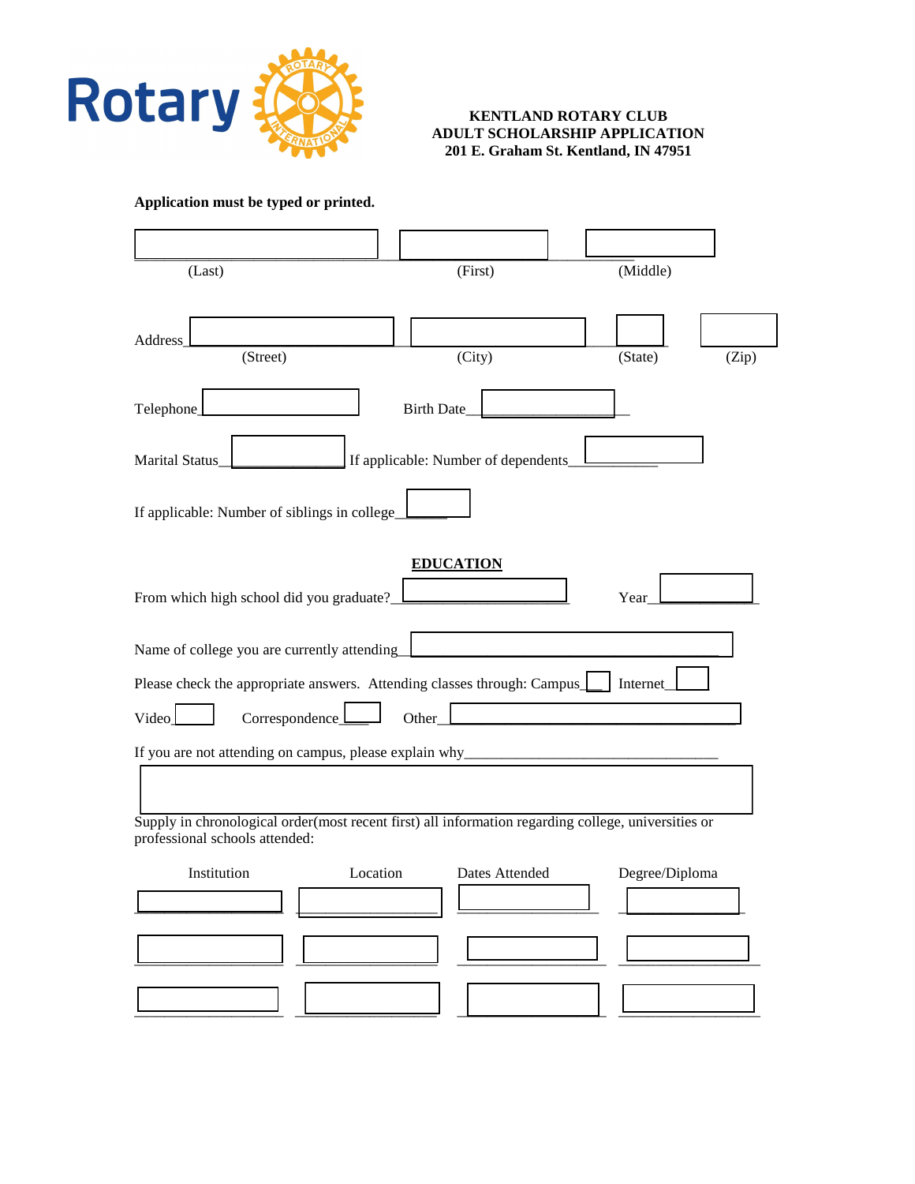Rotary

**KENTLAND ROTARY CLUB**
**ADULT SCHOLARSHIP APPLICATION**
**201 E. Graham St. Kentland, IN 47951**

**Application must be typed or printed.**

______________________ ______________________ ______________________
(Last) (First) (Middle)

Address______________________ ______________________ __________ __________
(Street) (City) (State) (Zip)

Telephone______________________ Birth Date______________________

Marital Status______________________ If applicable: Number of dependents__________

If applicable: Number of siblings in college______

**EDUCATION**

From which high school did you graduate?______________________ Year__________

Name of college you are currently attending______________________________________

Please check the appropriate answers. Attending classes through: Campus___ Internet___

Video___ Correspondence___ Other______________________________________

If you are not attending on campus, please explain why______________________________________

Supply in chronological order(most recent first) all information regarding college, universities or professional schools attended:

| Institution | Location | Dates Attended | Degree/Diploma |
|---|---|---|---|
| | | | |
| | | | |
| | | | |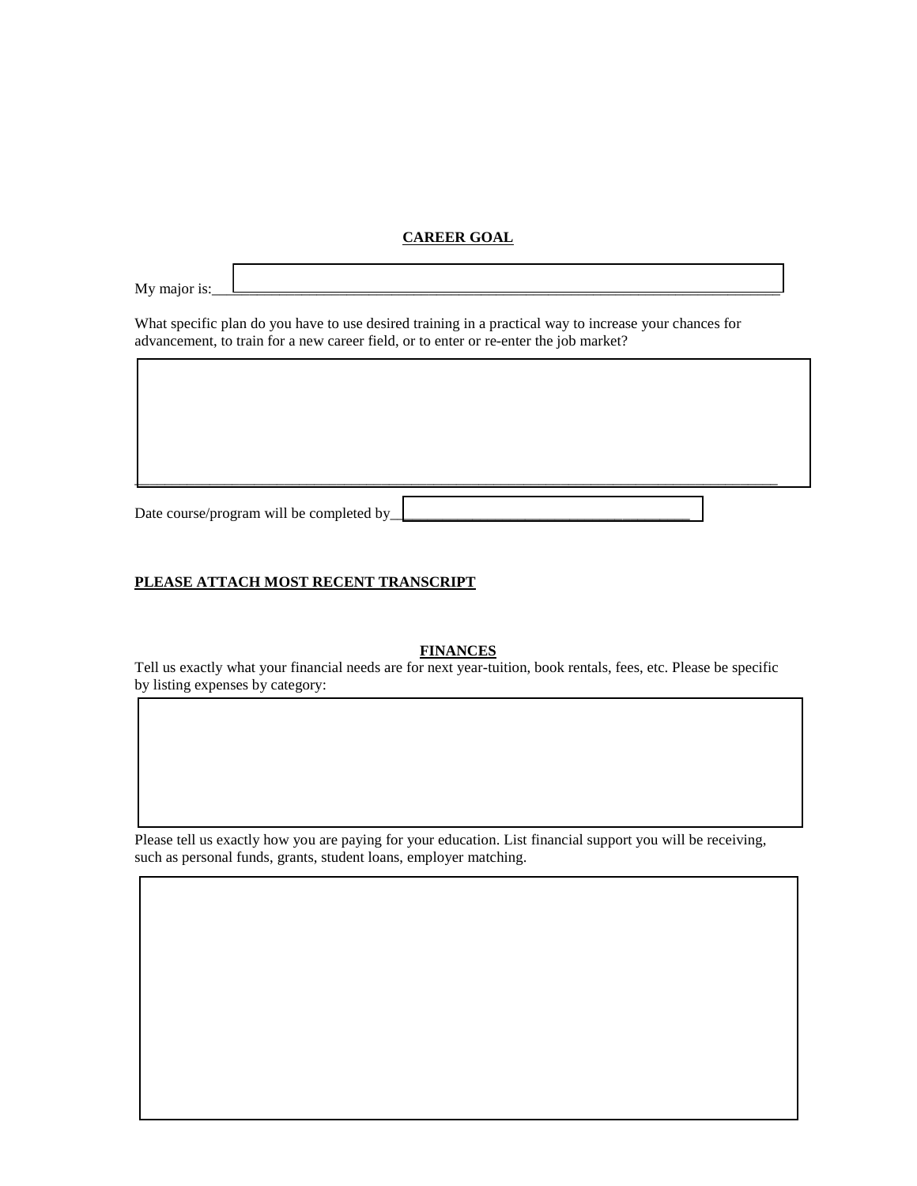**CAREER GOAL**

My major is:\_\_\_\_\_\_\_\_\_\_\_\_\_\_\_\_\_\_\_\_\_\_\_\_\_\_\_\_\_\_\_\_\_\_\_\_\_\_\_\_\_\_\_\_\_\_\_\_\_\_\_\_\_\_\_\_\_\_\_\_\_\_\_\_\_\_\_\_\_\_\_\_\_

What specific plan do you have to use desired training in a practical way to increase your chances for advancement, to train for a new career field, or to enter or re-enter the job market?

\_\_\_\_\_\_\_\_\_\_\_\_\_\_\_\_\_\_\_\_\_\_\_\_\_\_\_\_\_\_\_\_\_\_\_\_\_\_\_\_\_\_\_\_\_\_\_\_\_\_\_\_\_\_\_\_\_\_\_\_\_\_\_\_\_\_\_\_\_\_\_\_\_\_\_\_\_\_\_\_\_\_\_

Date course/program will be completed by\_\_\_\_\_\_\_\_\_\_\_\_\_\_\_\_\_\_\_\_\_\_\_\_\_\_\_\_\_\_\_\_\_\_\_\_\_\_

**PLEASE ATTACH MOST RECENT TRANSCRIPT**

**FINANCES**

Tell us exactly what your financial needs are for next year-tuition, book rentals, fees, etc. Please be specific by listing expenses by category:

Please tell us exactly how you are paying for your education. List financial support you will be receiving, such as personal funds, grants, student loans, employer matching.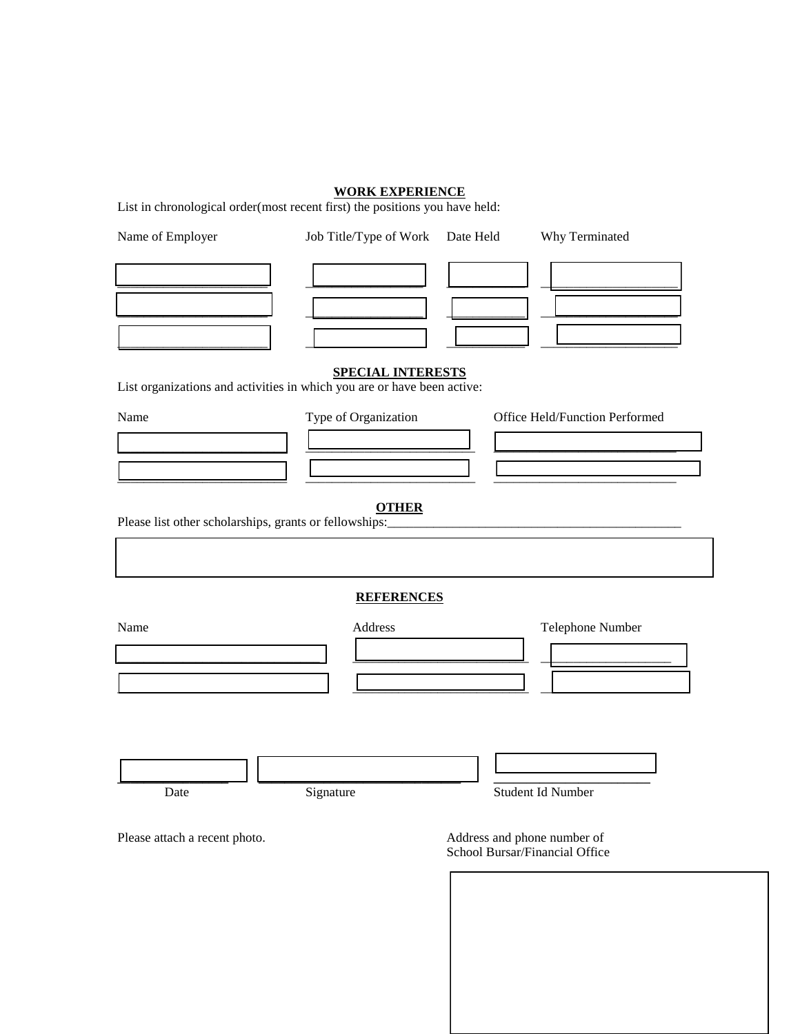## WORK EXPERIENCE

List in chronological order(most recent first) the positions you have held:

| Name of Employer | Job Title/Type of Work | Date Held | Why Terminated |
| --- | --- | --- | --- |
| | | | |
| | | | |
| | | | |

## SPECIAL INTERESTS

List organizations and activities in which you are or have been active:

| Name | Type of Organization | Office Held/Function Performed |
| --- | --- | --- |
| | | |
| | | |

## OTHER

Please list other scholarships, grants or fellowships:_____________________________________________

## REFERENCES

| Name | Address | Telephone Number |
| --- | --- | --- |
| | | |
| | | |

_______________ Date

___________________________ Signature

______________________ Student Id Number

Please attach a recent photo.

Address and phone number of School Bursar/Financial Office